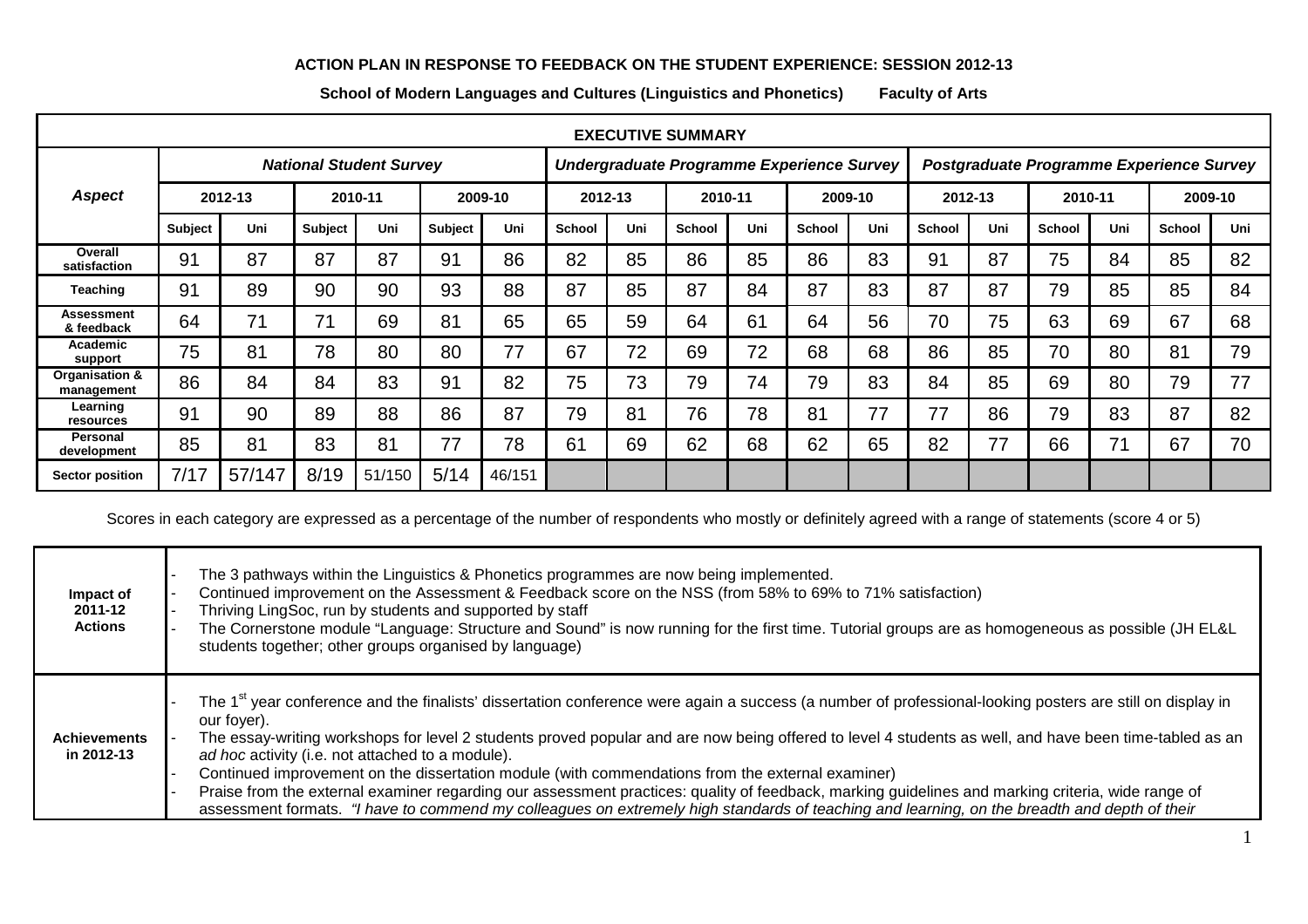**ACTION PLAN IN RESPONSE TO FEEDBACK ON THE STUDENT EXPERIENCE: SESSION 2012-13**

**School of Modern Languages and Cultures (Linguistics and Phonetics)    Faculty of Arts**

| EXECUTIVE SUMMARY | | | | | | | | | | | | | | | | | | | |
|---|---|---|---|---|---|---|---|---|---|---|---|---|---|---|---|---|---|---|---|
| ***Aspect*** | ***National Student Survey*** | | | | | | ***Undergraduate Programme Experience Survey*** | | | | | | ***Postgraduate Programme Experience Survey*** | | | | | | |
| | **2012-13** | | **2010-11** | | **2009-10** | | **2012-13** | | **2010-11** | | **2009-10** | | **2012-13** | | **2010-11** | | **2009-10** | | |
| | **Subject** | **Uni** | **Subject** | **Uni** | **Subject** | **Uni** | **School** | **Uni** | **School** | **Uni** | **School** | **Uni** | **School** | **Uni** | **School** | **Uni** | **School** | **Uni** | |
| **Overall satisfaction** | 91 | 87 | 87 | 87 | 91 | 86 | 82 | 85 | 86 | 85 | 86 | 83 | 91 | 87 | 75 | 84 | 85 | 82 | |
| **Teaching** | 91 | 89 | 90 | 90 | 93 | 88 | 87 | 85 | 87 | 84 | 87 | 83 | 87 | 87 | 79 | 85 | 85 | 84 | |
| **Assessment & feedback** | 64 | 71 | 71 | 69 | 81 | 65 | 65 | 59 | 64 | 61 | 64 | 56 | 70 | 75 | 63 | 69 | 67 | 68 | |
| **Academic support** | 75 | 81 | 78 | 80 | 80 | 77 | 67 | 72 | 69 | 72 | 68 | 68 | 86 | 85 | 70 | 80 | 81 | 79 | |
| **Organisation & management** | 86 | 84 | 84 | 83 | 91 | 82 | 75 | 73 | 79 | 74 | 79 | 83 | 84 | 85 | 69 | 80 | 79 | 77 | |
| **Learning resources** | 91 | 90 | 89 | 88 | 86 | 87 | 79 | 81 | 76 | 78 | 81 | 77 | 77 | 86 | 79 | 83 | 87 | 82 | |
| **Personal development** | 85 | 81 | 83 | 81 | 77 | 78 | 61 | 69 | 62 | 68 | 62 | 65 | 82 | 77 | 66 | 71 | 67 | 70 | |
| **Sector position** | 7/17 | 57/147 | 8/19 | 51/150 | 5/14 | 46/151 | | | | | | | | | | | | | |

Scores in each category are expressed as a percentage of the number of respondents who mostly or definitely agreed with a range of statements (score 4 or 5)

| | |
|---|---|
| **Impact of 2011-12 Actions** | - The 3 pathways within the Linguistics & Phonetics programmes are now being implemented.<br>- Continued improvement on the Assessment & Feedback score on the NSS (from 58% to 69% to 71% satisfaction)<br>- Thriving LingSoc, run by students and supported by staff<br>- The Cornerstone module "Language: Structure and Sound" is now running for the first time. Tutorial groups are as homogeneous as possible (JH EL&L students together; other groups organised by language) |
| **Achievements in 2012-13** | - The 1st year conference and the finalists' dissertation conference were again a success (a number of professional-looking posters are still on display in our foyer).<br>- The essay-writing workshops for level 2 students proved popular and are now being offered to level 4 students as well, and have been time-tabled as an *ad hoc* activity (i.e. not attached to a module).<br>- Continued improvement on the dissertation module (with commendations from the external examiner)<br>- Praise from the external examiner regarding our assessment practices: quality of feedback, marking guidelines and marking criteria, wide range of assessment formats. *"I have to commend my colleagues on extremely high standards of teaching and learning, on the breadth and depth of their* |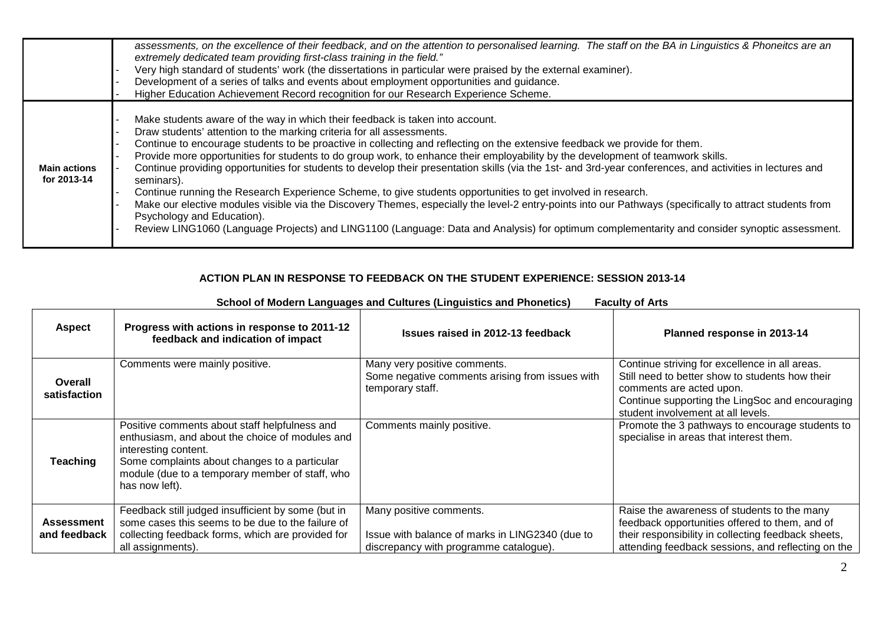| | |
|---|---|
| | *assessments, on the excellence of their feedback, and on the attention to personalised learning. The staff on the BA in Linguistics & Phoneitcs are an extremely dedicated team providing first-class training in the field."*<br>- Very high standard of students' work (the dissertations in particular were praised by the external examiner).<br>- Development of a series of talks and events about employment opportunities and guidance.<br>- Higher Education Achievement Record recognition for our Research Experience Scheme. |
| **Main actions for 2013-14** | - Make students aware of the way in which their feedback is taken into account.<br>- Draw students' attention to the marking criteria for all assessments.<br>- Continue to encourage students to be proactive in collecting and reflecting on the extensive feedback we provide for them.<br>- Provide more opportunities for students to do group work, to enhance their employability by the development of teamwork skills.<br>- Continue providing opportunities for students to develop their presentation skills (via the 1st- and 3rd-year conferences, and activities in lectures and seminars).<br>- Continue running the Research Experience Scheme, to give students opportunities to get involved in research.<br>- Make our elective modules visible via the Discovery Themes, especially the level-2 entry-points into our Pathways (specifically to attract students from Psychology and Education).<br>- Review LING1060 (Language Projects) and LING1100 (Language: Data and Analysis) for optimum complementarity and consider synoptic assessment. |

## ACTION PLAN IN RESPONSE TO FEEDBACK ON THE STUDENT EXPERIENCE: SESSION 2013-14

**School of Modern Languages and Cultures (Linguistics and Phonetics) Faculty of Arts**

| Aspect | Progress with actions in response to 2011-12 feedback and indication of impact | Issues raised in 2012-13 feedback | Planned response in 2013-14 |
|---|---|---|---|
| **Overall satisfaction** | Comments were mainly positive. | Many very positive comments.<br>Some negative comments arising from issues with temporary staff. | Continue striving for excellence in all areas.<br>Still need to better show to students how their comments are acted upon.<br>Continue supporting the LingSoc and encouraging student involvement at all levels. |
| **Teaching** | Positive comments about staff helpfulness and enthusiasm, and about the choice of modules and interesting content.<br>Some complaints about changes to a particular module (due to a temporary member of staff, who has now left). | Comments mainly positive. | Promote the 3 pathways to encourage students to specialise in areas that interest them. |
| **Assessment and feedback** | Feedback still judged insufficient by some (but in some cases this seems to be due to the failure of collecting feedback forms, which are provided for all assignments). | Many positive comments.<br><br>Issue with balance of marks in LING2340 (due to discrepancy with programme catalogue). | Raise the awareness of students to the many feedback opportunities offered to them, and of their responsibility in collecting feedback sheets, attending feedback sessions, and reflecting on the |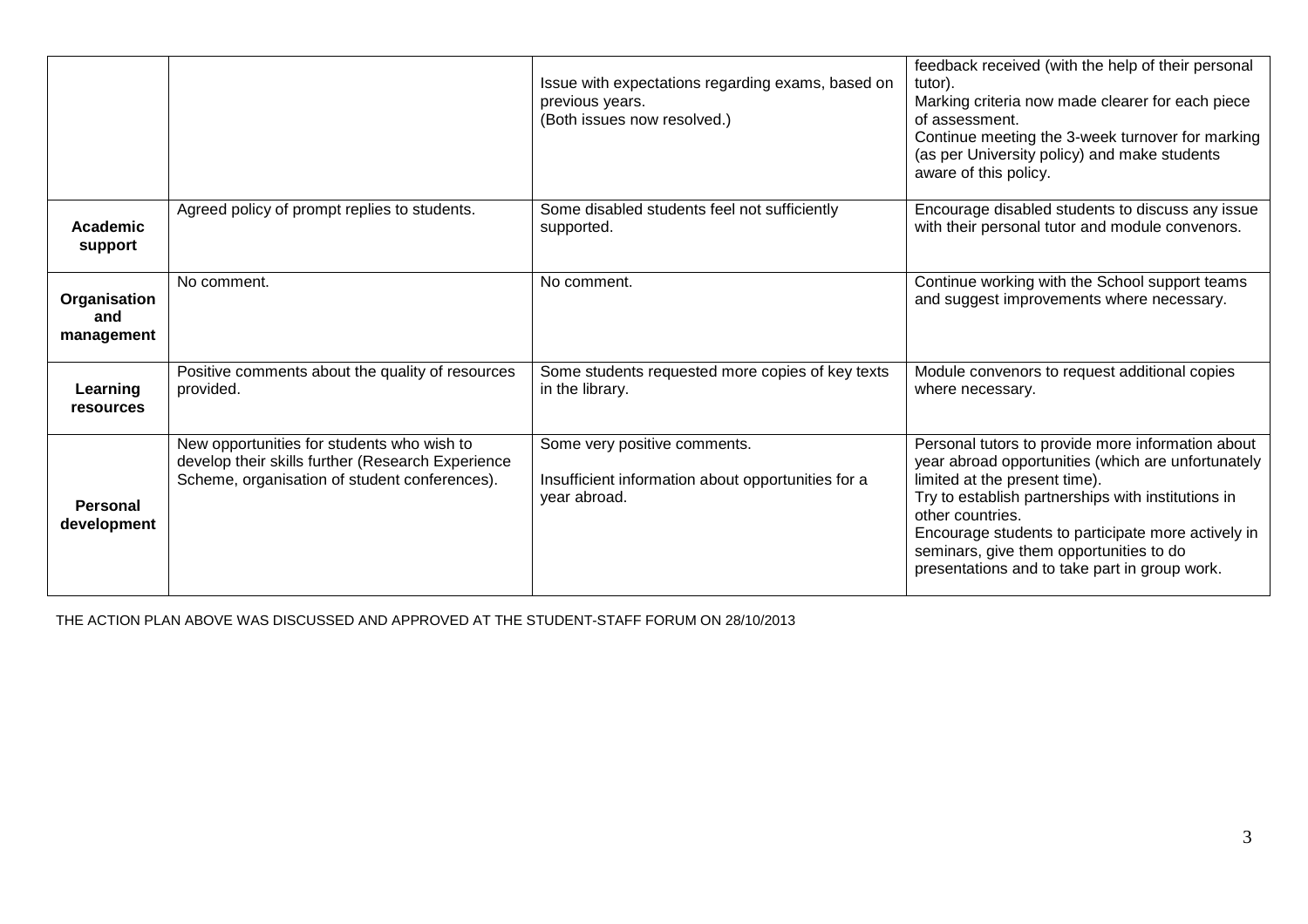| | | | |
|---|---|---|---|
| | | Issue with expectations regarding exams, based on previous years.<br>(Both issues now resolved.) | feedback received (with the help of their personal tutor).<br>Marking criteria now made clearer for each piece of assessment.<br>Continue meeting the 3-week turnover for marking (as per University policy) and make students aware of this policy. |
| **Academic support** | Agreed policy of prompt replies to students. | Some disabled students feel not sufficiently supported. | Encourage disabled students to discuss any issue with their personal tutor and module convenors. |
| **Organisation and management** | No comment. | No comment. | Continue working with the School support teams and suggest improvements where necessary. |
| **Learning resources** | Positive comments about the quality of resources provided. | Some students requested more copies of key texts in the library. | Module convenors to request additional copies where necessary. |
| **Personal development** | New opportunities for students who wish to develop their skills further (Research Experience Scheme, organisation of student conferences). | Some very positive comments.<br><br>Insufficient information about opportunities for a year abroad. | Personal tutors to provide more information about year abroad opportunities (which are unfortunately limited at the present time).<br>Try to establish partnerships with institutions in other countries.<br>Encourage students to participate more actively in seminars, give them opportunities to do presentations and to take part in group work. |

THE ACTION PLAN ABOVE WAS DISCUSSED AND APPROVED AT THE STUDENT-STAFF FORUM ON 28/10/2013